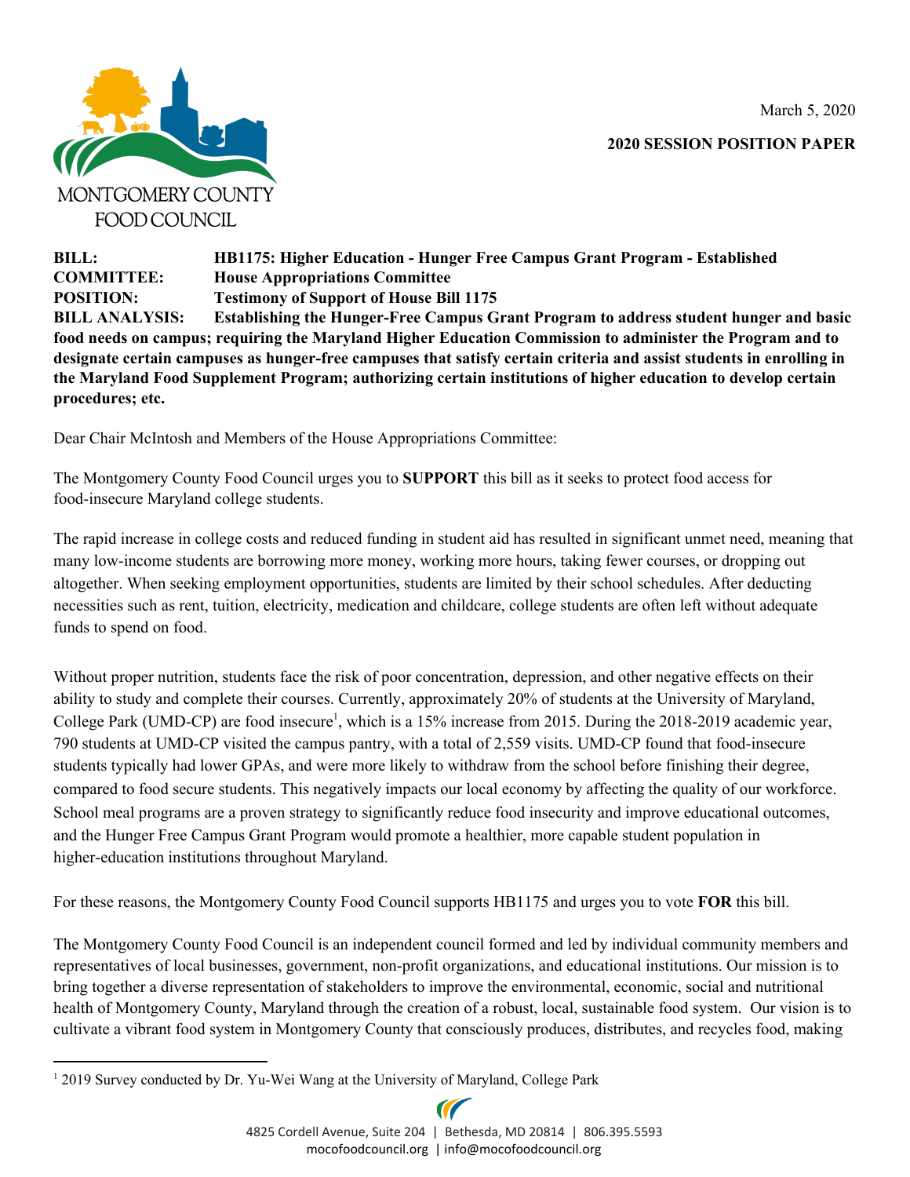MONTGOMERY COUNTY FOOD COUNCIL

March 5, 2020

**2020 SESSION POSITION PAPER**

**BILL:** **HB1175: Higher Education - Hunger Free Campus Grant Program - Established**
**COMMITTEE:** **House Appropriations Committee**
**POSITION:** **Testimony of Support of House Bill 1175**
**BILL ANALYSIS:** **Establishing the Hunger-Free Campus Grant Program to address student hunger and basic food needs on campus; requiring the Maryland Higher Education Commission to administer the Program and to designate certain campuses as hunger-free campuses that satisfy certain criteria and assist students in enrolling in the Maryland Food Supplement Program; authorizing certain institutions of higher education to develop certain procedures; etc.**

Dear Chair McIntosh and Members of the House Appropriations Committee:

The Montgomery County Food Council urges you to **SUPPORT** this bill as it seeks to protect food access for food-insecure Maryland college students.

The rapid increase in college costs and reduced funding in student aid has resulted in significant unmet need, meaning that many low-income students are borrowing more money, working more hours, taking fewer courses, or dropping out altogether. When seeking employment opportunities, students are limited by their school schedules. After deducting necessities such as rent, tuition, electricity, medication and childcare, college students are often left without adequate funds to spend on food.

Without proper nutrition, students face the risk of poor concentration, depression, and other negative effects on their ability to study and complete their courses. Currently, approximately 20% of students at the University of Maryland, College Park (UMD-CP) are food insecure[1], which is a 15% increase from 2015. During the 2018-2019 academic year, 790 students at UMD-CP visited the campus pantry, with a total of 2,559 visits. UMD-CP found that food-insecure students typically had lower GPAs, and were more likely to withdraw from the school before finishing their degree, compared to food secure students. This negatively impacts our local economy by affecting the quality of our workforce. School meal programs are a proven strategy to significantly reduce food insecurity and improve educational outcomes, and the Hunger Free Campus Grant Program would promote a healthier, more capable student population in higher-education institutions throughout Maryland.

For these reasons, the Montgomery County Food Council supports HB1175 and urges you to vote **FOR** this bill.

The Montgomery County Food Council is an independent council formed and led by individual community members and representatives of local businesses, government, non-profit organizations, and educational institutions. Our mission is to bring together a diverse representation of stakeholders to improve the environmental, economic, social and nutritional health of Montgomery County, Maryland through the creation of a robust, local, sustainable food system. Our vision is to cultivate a vibrant food system in Montgomery County that consciously produces, distributes, and recycles food, making

---

[1] 2019 Survey conducted by Dr. Yu-Wei Wang at the University of Maryland, College Park

4825 Cordell Avenue, Suite 204 | Bethesda, MD 20814 | 806.395.5593
mocofoodcouncil.org | info@mocofoodcouncil.org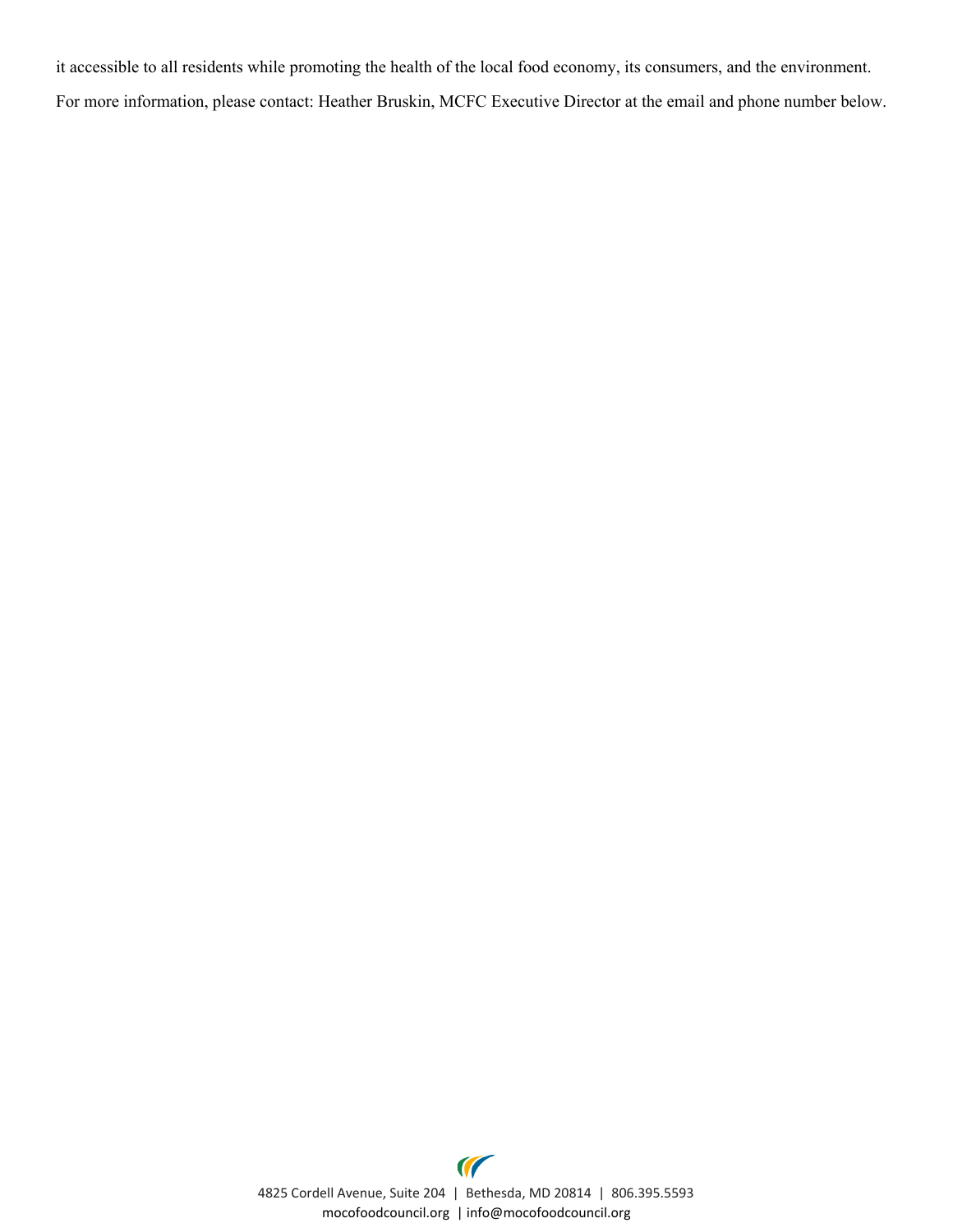it accessible to all residents while promoting the health of the local food economy, its consumers, and the environment.

For more information, please contact: Heather Bruskin, MCFC Executive Director at the email and phone number below.

4825 Cordell Avenue, Suite 204 | Bethesda, MD 20814 | 806.395.5593
mocofoodcouncil.org | info@mocofoodcouncil.org